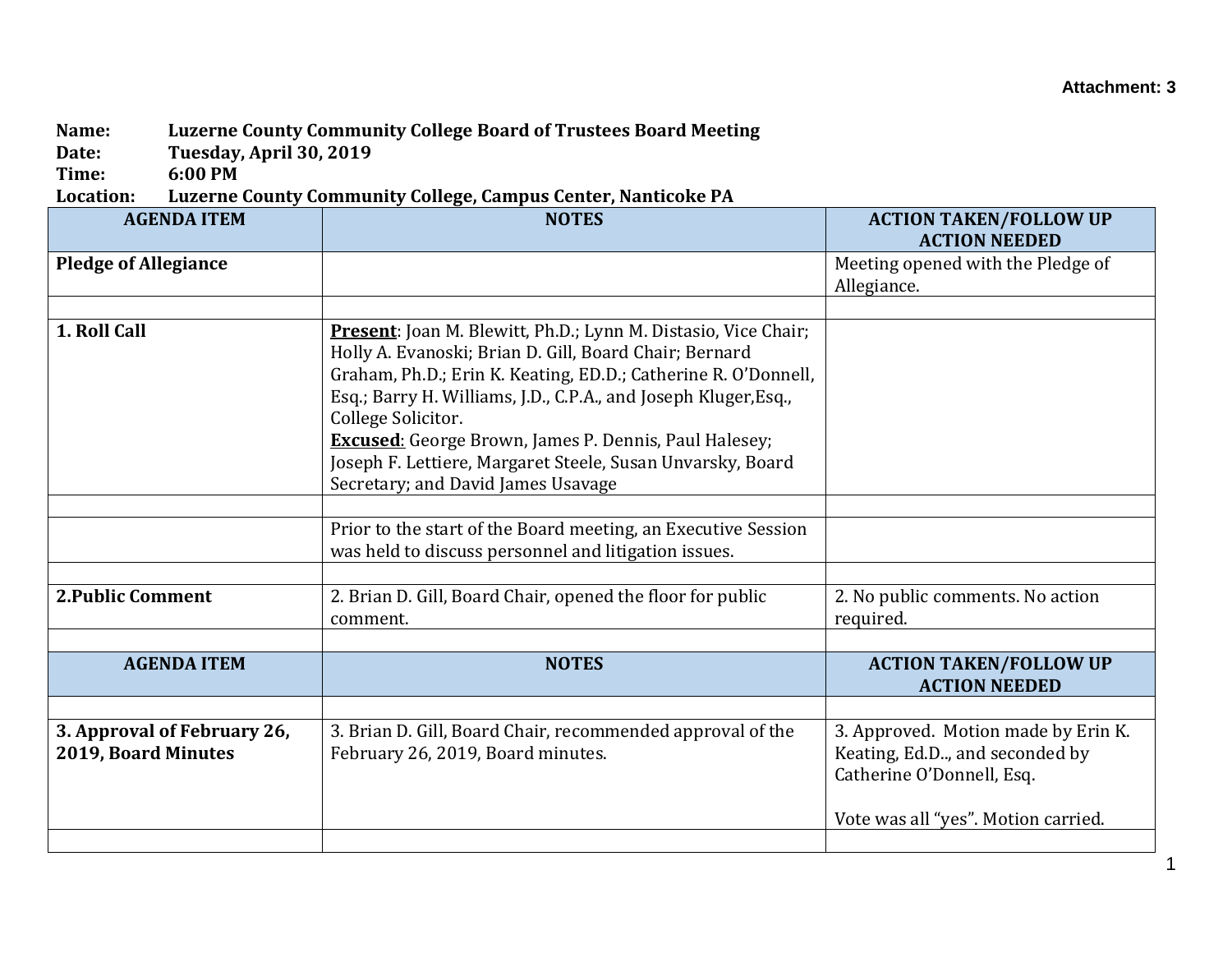Attachment: 3

**Name:** Luzerne County Community College Board of Trustees Board Meeting
**Date:** Tuesday, April 30, 2019
**Time:** 6:00 PM
**Location:** Luzerne County Community College, Campus Center, Nanticoke PA

| AGENDA ITEM | NOTES | ACTION TAKEN/FOLLOW UP ACTION NEEDED |
|---|---|---|
| **Pledge of Allegiance** | | Meeting opened with the Pledge of Allegiance. |
| | | |
| **1. Roll Call** | **Present**: Joan M. Blewitt, Ph.D.; Lynn M. Distasio, Vice Chair; Holly A. Evanoski; Brian D. Gill, Board Chair; Bernard Graham, Ph.D.; Erin K. Keating, ED.D.; Catherine R. O'Donnell, Esq.; Barry H. Williams, J.D., C.P.A., and Joseph Kluger,Esq., College Solicitor.<br>**Excused**: George Brown, James P. Dennis, Paul Halesey; Joseph F. Lettiere, Margaret Steele, Susan Unvarsky, Board Secretary; and David James Usavage | |
| | | |
| | Prior to the start of the Board meeting, an Executive Session was held to discuss personnel and litigation issues. | |
| | | |
| **2.Public Comment** | 2. Brian D. Gill, Board Chair, opened the floor for public comment. | 2. No public comments. No action required. |
| | | |
| **AGENDA ITEM** | **NOTES** | **ACTION TAKEN/FOLLOW UP ACTION NEEDED** |
| | | |
| **3. Approval of February 26, 2019, Board Minutes** | 3. Brian D. Gill, Board Chair, recommended approval of the February 26, 2019, Board minutes. | 3. Approved. Motion made by Erin K. Keating, Ed.D.., and seconded by Catherine O'Donnell, Esq.<br><br>Vote was all "yes". Motion carried. |
| | | |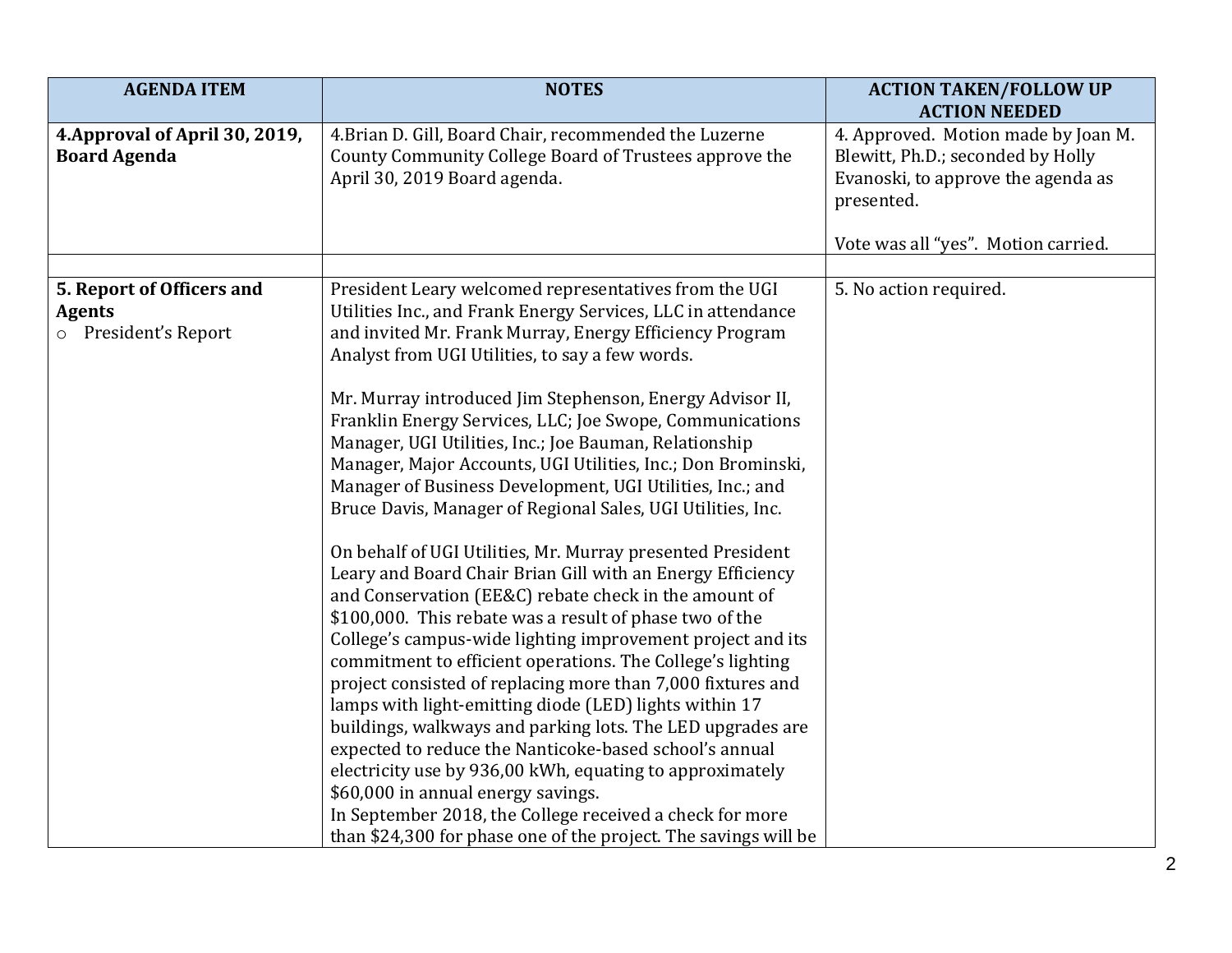| AGENDA ITEM | NOTES | ACTION TAKEN/FOLLOW UP ACTION NEEDED |
|---|---|---|
| **4.Approval of April 30, 2019, Board Agenda** | 4.Brian D. Gill, Board Chair, recommended the Luzerne County Community College Board of Trustees approve the April 30, 2019 Board agenda. | 4. Approved. Motion made by Joan M. Blewitt, Ph.D.; seconded by Holly Evanoski, to approve the agenda as presented.<br><br>Vote was all "yes". Motion carried. |
| | | |
| **5. Report of Officers and Agents**<br>○ President's Report | President Leary welcomed representatives from the UGI Utilities Inc., and Frank Energy Services, LLC in attendance and invited Mr. Frank Murray, Energy Efficiency Program Analyst from UGI Utilities, to say a few words.<br><br>Mr. Murray introduced Jim Stephenson, Energy Advisor II, Franklin Energy Services, LLC; Joe Swope, Communications Manager, UGI Utilities, Inc.; Joe Bauman, Relationship Manager, Major Accounts, UGI Utilities, Inc.; Don Brominski, Manager of Business Development, UGI Utilities, Inc.; and Bruce Davis, Manager of Regional Sales, UGI Utilities, Inc.<br><br>On behalf of UGI Utilities, Mr. Murray presented President Leary and Board Chair Brian Gill with an Energy Efficiency and Conservation (EE&C) rebate check in the amount of $100,000. This rebate was a result of phase two of the College's campus-wide lighting improvement project and its commitment to efficient operations. The College's lighting project consisted of replacing more than 7,000 fixtures and lamps with light-emitting diode (LED) lights within 17 buildings, walkways and parking lots. The LED upgrades are expected to reduce the Nanticoke-based school's annual electricity use by 936,00 kWh, equating to approximately $60,000 in annual energy savings.<br>In September 2018, the College received a check for more than $24,300 for phase one of the project. The savings will be | 5. No action required. |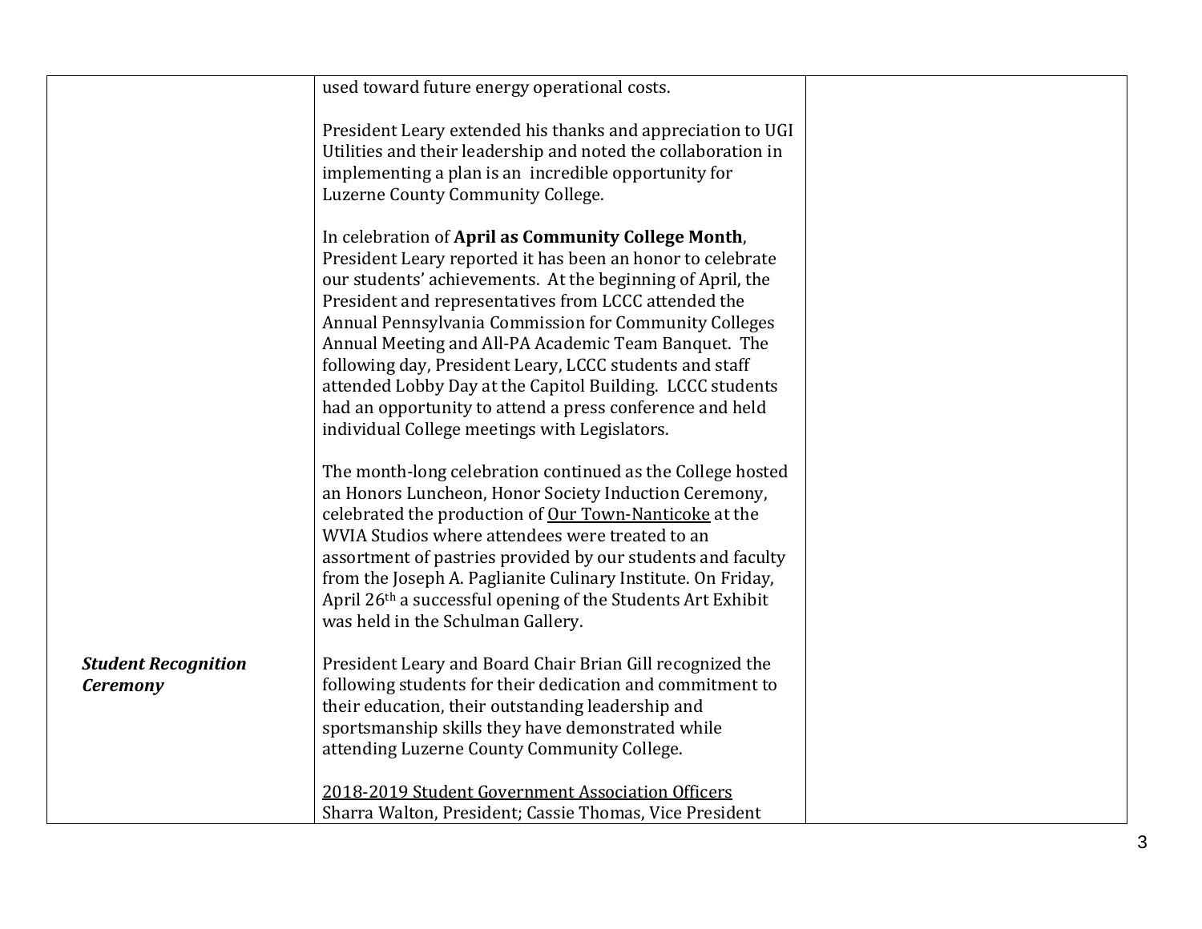| | | |
|---|---|---|
| | used toward future energy operational costs.<br><br>President Leary extended his thanks and appreciation to UGI Utilities and their leadership and noted the collaboration in implementing a plan is an incredible opportunity for Luzerne County Community College.<br><br>In celebration of **April as Community College Month**, President Leary reported it has been an honor to celebrate our students' achievements. At the beginning of April, the President and representatives from LCCC attended the Annual Pennsylvania Commission for Community Colleges Annual Meeting and All-PA Academic Team Banquet. The following day, President Leary, LCCC students and staff attended Lobby Day at the Capitol Building. LCCC students had an opportunity to attend a press conference and held individual College meetings with Legislators.<br><br>The month-long celebration continued as the College hosted an Honors Luncheon, Honor Society Induction Ceremony, celebrated the production of <u>Our Town-Nanticoke</u> at the WVIA Studios where attendees were treated to an assortment of pastries provided by our students and faculty from the Joseph A. Paglianite Culinary Institute. On Friday, April 26th a successful opening of the Students Art Exhibit was held in the Schulman Gallery. | |
| ***Student Recognition Ceremony*** | President Leary and Board Chair Brian Gill recognized the following students for their dedication and commitment to their education, their outstanding leadership and sportsmanship skills they have demonstrated while attending Luzerne County Community College.<br><br><u>2018-2019 Student Government Association Officers</u><br>Sharra Walton, President; Cassie Thomas, Vice President | |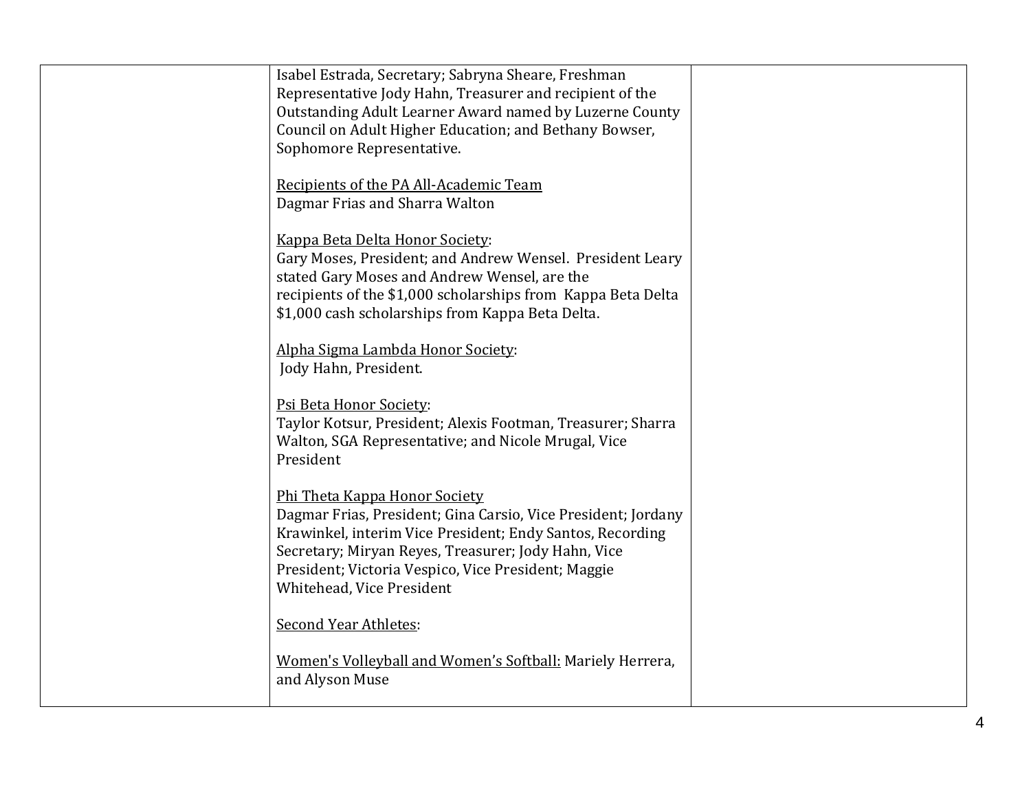| | Isabel Estrada, Secretary; Sabryna Sheare, Freshman Representative Jody Hahn, Treasurer and recipient of the Outstanding Adult Learner Award named by Luzerne County Council on Adult Higher Education; and Bethany Bowser, Sophomore Representative.<br><br><u>Recipients of the PA All-Academic Team</u><br>Dagmar Frias and Sharra Walton<br><br><u>Kappa Beta Delta Honor Society</u>:<br>Gary Moses, President; and Andrew Wensel. President Leary stated Gary Moses and Andrew Wensel, are the recipients of the $1,000 scholarships from Kappa Beta Delta $1,000 cash scholarships from Kappa Beta Delta.<br><br><u>Alpha Sigma Lambda Honor Society</u>:<br>Jody Hahn, President.<br><br><u>Psi Beta Honor Society</u>:<br>Taylor Kotsur, President; Alexis Footman, Treasurer; Sharra Walton, SGA Representative; and Nicole Mrugal, Vice President<br><br><u>Phi Theta Kappa Honor Society</u><br>Dagmar Frias, President; Gina Carsio, Vice President; Jordany Krawinkel, interim Vice President; Endy Santos, Recording Secretary; Miryan Reyes, Treasurer; Jody Hahn, Vice President; Victoria Vespico, Vice President; Maggie Whitehead, Vice President<br><br><u>Second Year Athletes</u>:<br><br><u>Women's Volleyball and Women's Softball:</u> Mariely Herrera, and Alyson Muse | |
|---|---|---|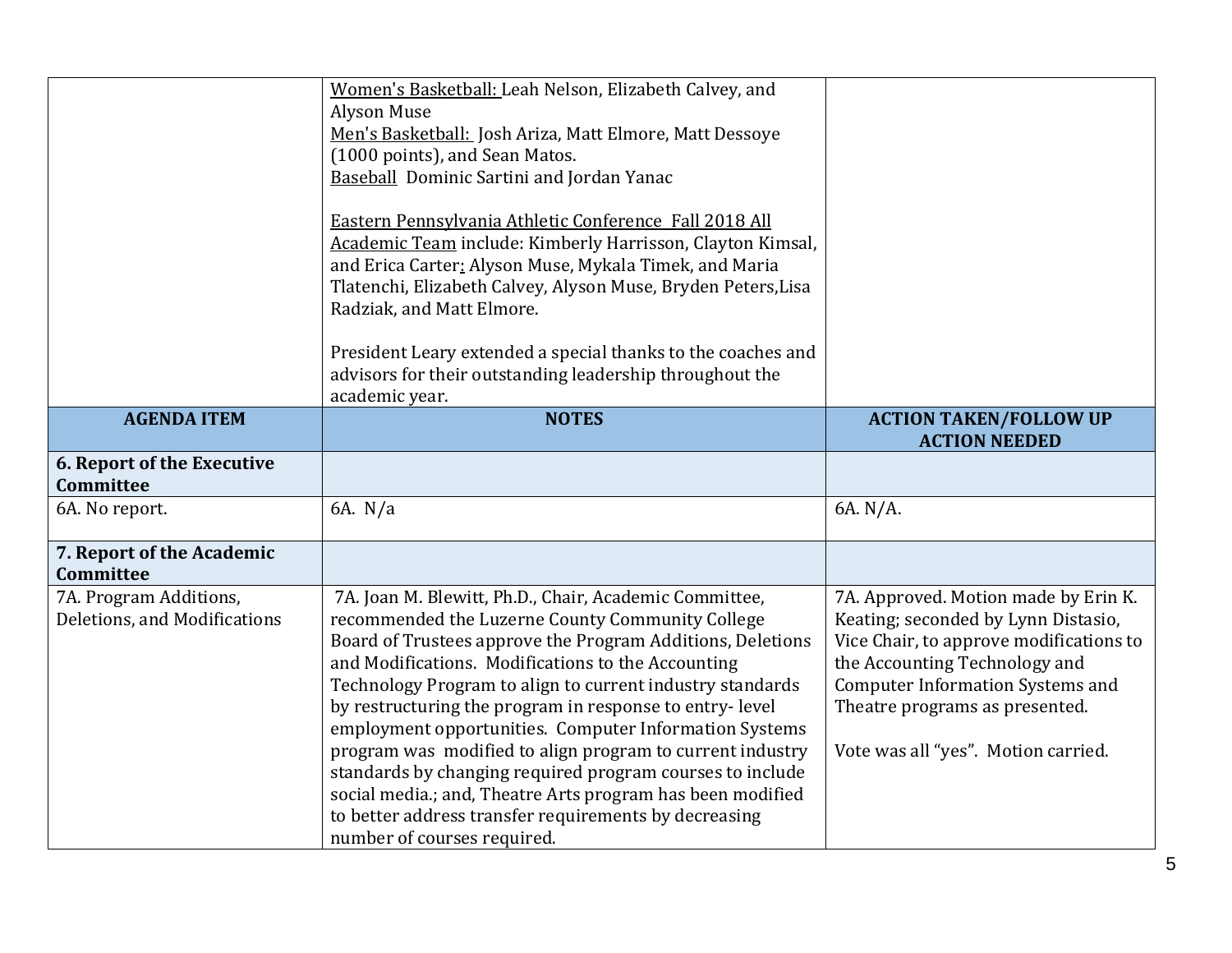| AGENDA ITEM | NOTES | ACTION TAKEN/FOLLOW UP ACTION NEEDED |
|---|---|---|
| | Women's Basketball: Leah Nelson, Elizabeth Calvey, and Alyson Muse<br>Men's Basketball: Josh Ariza, Matt Elmore, Matt Dessoye (1000 points), and Sean Matos.<br>Baseball Dominic Sartini and Jordan Yanac<br><br>Eastern Pennsylvania Athletic Conference Fall 2018 All Academic Team include: Kimberly Harrisson, Clayton Kimsal, and Erica Carter: Alyson Muse, Mykala Timek, and Maria Tlatenchi, Elizabeth Calvey, Alyson Muse, Bryden Peters,Lisa Radziak, and Matt Elmore.<br><br>President Leary extended a special thanks to the coaches and advisors for their outstanding leadership throughout the academic year. | |
| **6. Report of the Executive Committee** | | |
| 6A. No report. | 6A. N/a | 6A. N/A. |
| **7. Report of the Academic Committee** | | |
| 7A. Program Additions, Deletions, and Modifications | 7A. Joan M. Blewitt, Ph.D., Chair, Academic Committee, recommended the Luzerne County Community College Board of Trustees approve the Program Additions, Deletions and Modifications. Modifications to the Accounting Technology Program to align to current industry standards by restructuring the program in response to entry- level employment opportunities. Computer Information Systems program was modified to align program to current industry standards by changing required program courses to include social media.; and, Theatre Arts program has been modified to better address transfer requirements by decreasing number of courses required. | 7A. Approved. Motion made by Erin K. Keating; seconded by Lynn Distasio, Vice Chair, to approve modifications to the Accounting Technology and Computer Information Systems and Theatre programs as presented.<br><br>Vote was all "yes". Motion carried. |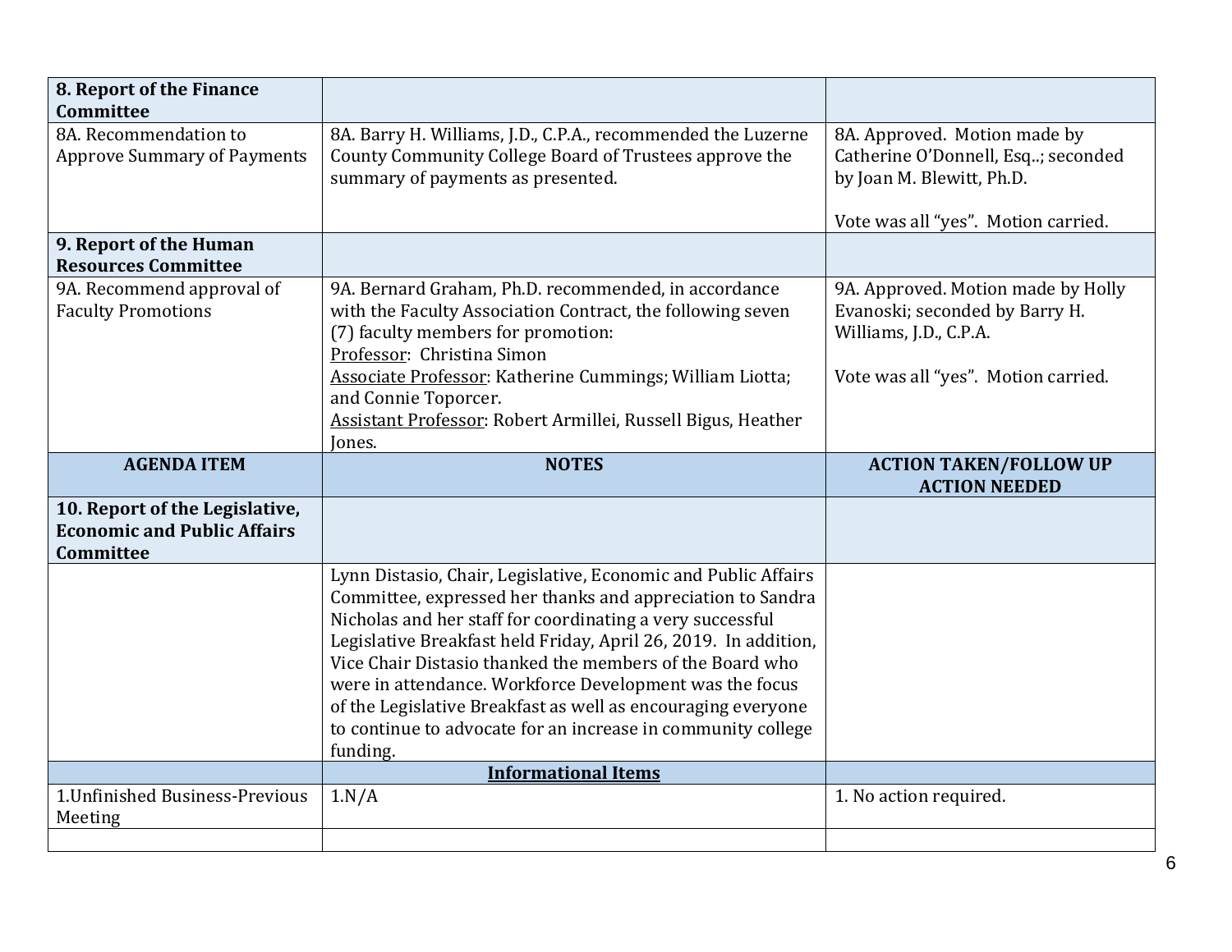| 8. Report of the Finance Committee | | |
|---|---|---|
| 8A. Recommendation to Approve Summary of Payments | 8A. Barry H. Williams, J.D., C.P.A., recommended the Luzerne County Community College Board of Trustees approve the summary of payments as presented. | 8A. Approved. Motion made by Catherine O'Donnell, Esq..; seconded by Joan M. Blewitt, Ph.D.<br><br>Vote was all "yes". Motion carried. |
| **9. Report of the Human Resources Committee** | | |
| 9A. Recommend approval of Faculty Promotions | 9A. Bernard Graham, Ph.D. recommended, in accordance with the Faculty Association Contract, the following seven (7) faculty members for promotion:<br>Professor: Christina Simon<br>Associate Professor: Katherine Cummings; William Liotta; and Connie Toporcer.<br>Assistant Professor: Robert Armillei, Russell Bigus, Heather Jones. | 9A. Approved. Motion made by Holly Evanoski; seconded by Barry H. Williams, J.D., C.P.A.<br><br>Vote was all "yes". Motion carried. |
| **AGENDA ITEM** | **NOTES** | **ACTION TAKEN/FOLLOW UP ACTION NEEDED** |
| **10. Report of the Legislative, Economic and Public Affairs Committee** | | |
| | Lynn Distasio, Chair, Legislative, Economic and Public Affairs Committee, expressed her thanks and appreciation to Sandra Nicholas and her staff for coordinating a very successful Legislative Breakfast held Friday, April 26, 2019. In addition, Vice Chair Distasio thanked the members of the Board who were in attendance. Workforce Development was the focus of the Legislative Breakfast as well as encouraging everyone to continue to advocate for an increase in community college funding. | |
| | **Informational Items** | |
| 1.Unfinished Business-Previous Meeting | 1.N/A | 1. No action required. |
| | | |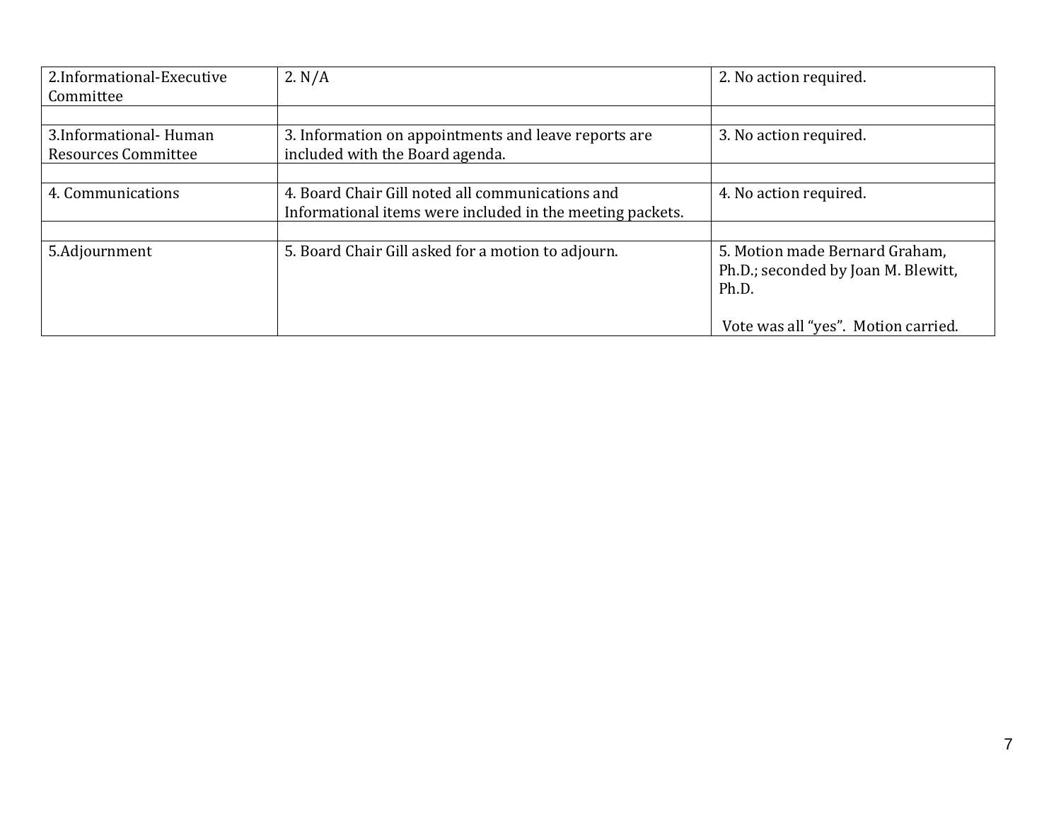| | | |
|---|---|---|
| 2.Informational-Executive Committee | 2. N/A | 2. No action required. |
| | | |
| 3.Informational- Human Resources Committee | 3. Information on appointments and leave reports are included with the Board agenda. | 3. No action required. |
| | | |
| 4. Communications | 4. Board Chair Gill noted all communications and Informational items were included in the meeting packets. | 4. No action required. |
| | | |
| 5.Adjournment | 5. Board Chair Gill asked for a motion to adjourn. | 5. Motion made Bernard Graham, Ph.D.; seconded by Joan M. Blewitt, Ph.D.<br><br>Vote was all "yes". Motion carried. |